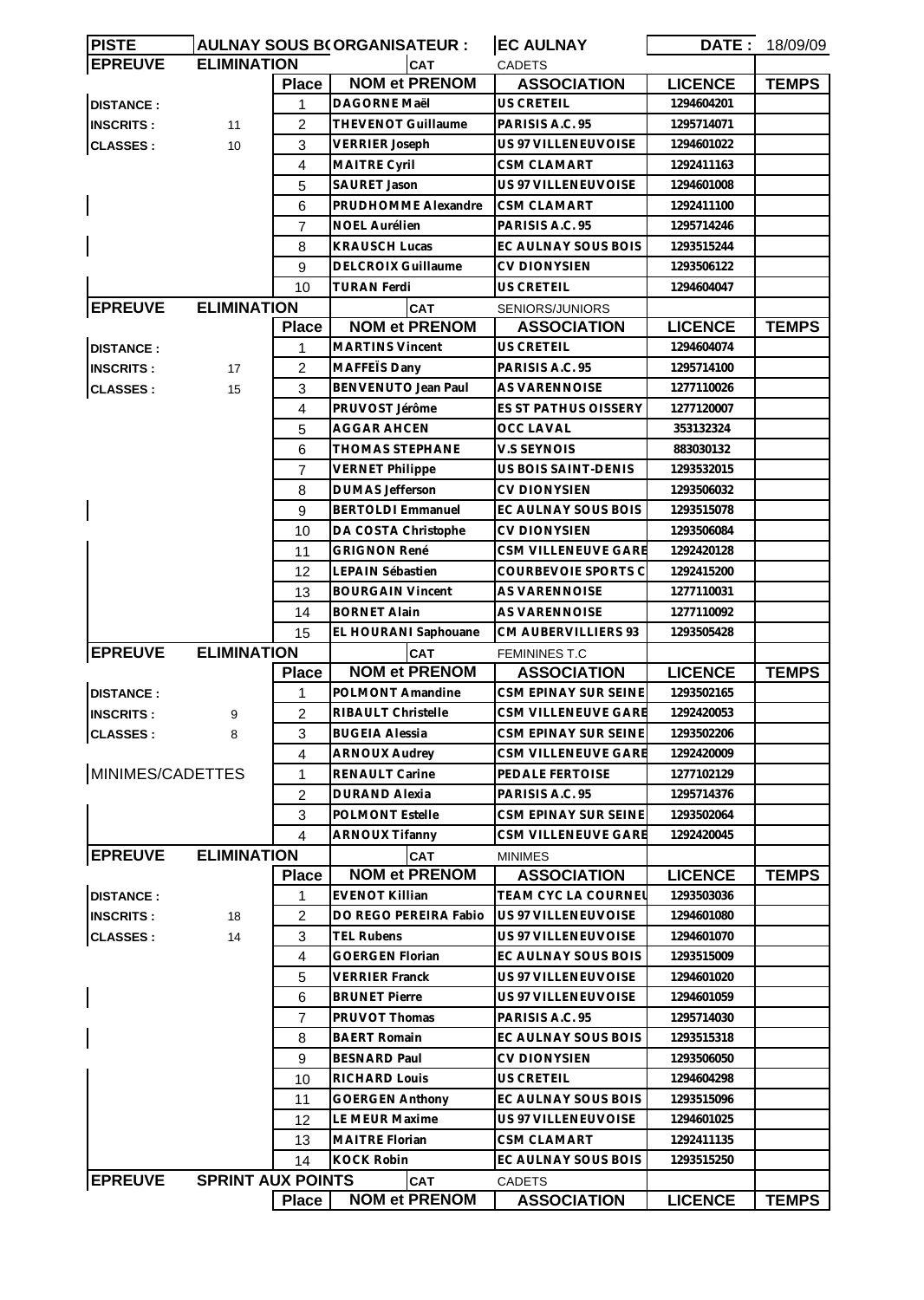| PISTE | AULNAY SOUS BOIS | ORGANISATEUR : | EC AULNAY | DATE : | 18/09/09 |
|---|---|---|---|---|---|

| EPREUVE | ELIMINATION | | CAT | CADETS | | |
|---|---|---|---|---|---|---|
| | | **Place** | **NOM et PRENOM** | **ASSOCIATION** | **LICENCE** | **TEMPS** |
| **DISTANCE :** | | 1 | DAGORNE Maël | US CRETEIL | 1294604201 | |
| **INSCRITS :** | 11 | 2 | THEVENOT Guillaume | PARISIS A.C. 95 | 1295714071 | |
| **CLASSES :** | 10 | 3 | VERRIER Joseph | US 97 VILLENEUVOISE | 1294601022 | |
| | | 4 | MAITRE Cyril | CSM CLAMART | 1292411163 | |
| | | 5 | SAURET Jason | US 97 VILLENEUVOISE | 1294601008 | |
| | | 6 | PRUDHOMME Alexandre | CSM CLAMART | 1292411100 | |
| | | 7 | NOEL Aurélien | PARISIS A.C. 95 | 1295714246 | |
| | | 8 | KRAUSCH Lucas | EC AULNAY SOUS BOIS | 1293515244 | |
| | | 9 | DELCROIX Guillaume | CV DIONYSIEN | 1293506122 | |
| | | 10 | TURAN Ferdi | US CRETEIL | 1294604047 | |

| EPREUVE | ELIMINATION | | CAT | SENIORS/JUNIORS | | |
|---|---|---|---|---|---|---|
| | | **Place** | **NOM et PRENOM** | **ASSOCIATION** | **LICENCE** | **TEMPS** |
| **DISTANCE :** | | 1 | MARTINS Vincent | US CRETEIL | 1294604074 | |
| **INSCRITS :** | 17 | 2 | MAFFEÏS Dany | PARISIS A.C. 95 | 1295714100 | |
| **CLASSES :** | 15 | 3 | BENVENUTO Jean Paul | AS VARENNOISE | 1277110026 | |
| | | 4 | PRUVOST Jérôme | ES ST PATHUS OISSERY | 1277120007 | |
| | | 5 | AGGAR AHCEN | OCC LAVAL | 353132324 | |
| | | 6 | THOMAS STEPHANE | V.S SEYNOIS | 883030132 | |
| | | 7 | VERNET Philippe | US BOIS SAINT-DENIS | 1293532015 | |
| | | 8 | DUMAS Jefferson | CV DIONYSIEN | 1293506032 | |
| | | 9 | BERTOLDI Emmanuel | EC AULNAY SOUS BOIS | 1293515078 | |
| | | 10 | DA COSTA Christophe | CV DIONYSIEN | 1293506084 | |
| | | 11 | GRIGNON René | CSM VILLENEUVE GARE | 1292420128 | |
| | | 12 | LEPAIN Sébastien | COURBEVOIE SPORTS C | 1292415200 | |
| | | 13 | BOURGAIN Vincent | AS VARENNOISE | 1277110031 | |
| | | 14 | BORNET Alain | AS VARENNOISE | 1277110092 | |
| | | 15 | EL HOURANI Saphouane | CM AUBERVILLIERS 93 | 1293505428 | |

| EPREUVE | ELIMINATION | | CAT | FEMININES T.C | | |
|---|---|---|---|---|---|---|
| | | **Place** | **NOM et PRENOM** | **ASSOCIATION** | **LICENCE** | **TEMPS** |
| **DISTANCE :** | | 1 | POLMONT Amandine | CSM EPINAY SUR SEINE | 1293502165 | |
| **INSCRITS :** | 9 | 2 | RIBAULT Christelle | CSM VILLENEUVE GARE | 1292420053 | |
| **CLASSES :** | 8 | 3 | BUGEIA Alessia | CSM EPINAY SUR SEINE | 1293502206 | |
| | | 4 | ARNOUX Audrey | CSM VILLENEUVE GARE | 1292420009 | |
| MINIMES/CADETTES | | 1 | RENAULT Carine | PEDALE FERTOISE | 1277102129 | |
| | | 2 | DURAND Alexia | PARISIS A.C. 95 | 1295714376 | |
| | | 3 | POLMONT Estelle | CSM EPINAY SUR SEINE | 1293502064 | |
| | | 4 | ARNOUX Tifanny | CSM VILLENEUVE GARE | 1292420045 | |

| EPREUVE | ELIMINATION | | CAT | MINIMES | | |
|---|---|---|---|---|---|---|
| | | **Place** | **NOM et PRENOM** | **ASSOCIATION** | **LICENCE** | **TEMPS** |
| **DISTANCE :** | | 1 | EVENOT Killian | TEAM CYC LA COURNEU | 1293503036 | |
| **INSCRITS :** | 18 | 2 | DO REGO PEREIRA Fabio | US 97 VILLENEUVOISE | 1294601080 | |
| **CLASSES :** | 14 | 3 | TEL Rubens | US 97 VILLENEUVOISE | 1294601070 | |
| | | 4 | GOERGEN Florian | EC AULNAY SOUS BOIS | 1293515009 | |
| | | 5 | VERRIER Franck | US 97 VILLENEUVOISE | 1294601020 | |
| | | 6 | BRUNET Pierre | US 97 VILLENEUVOISE | 1294601059 | |
| | | 7 | PRUVOT Thomas | PARISIS A.C. 95 | 1295714030 | |
| | | 8 | BAERT Romain | EC AULNAY SOUS BOIS | 1293515318 | |
| | | 9 | BESNARD Paul | CV DIONYSIEN | 1293506050 | |
| | | 10 | RICHARD Louis | US CRETEIL | 1294604298 | |
| | | 11 | GOERGEN Anthony | EC AULNAY SOUS BOIS | 1293515096 | |
| | | 12 | LE MEUR Maxime | US 97 VILLENEUVOISE | 1294601025 | |
| | | 13 | MAITRE Florian | CSM CLAMART | 1292411135 | |
| | | 14 | KOCK Robin | EC AULNAY SOUS BOIS | 1293515250 | |

| EPREUVE | SPRINT AUX POINTS | | CAT | CADETS | | |
|---|---|---|---|---|---|---|
| | | **Place** | **NOM et PRENOM** | **ASSOCIATION** | **LICENCE** | **TEMPS** |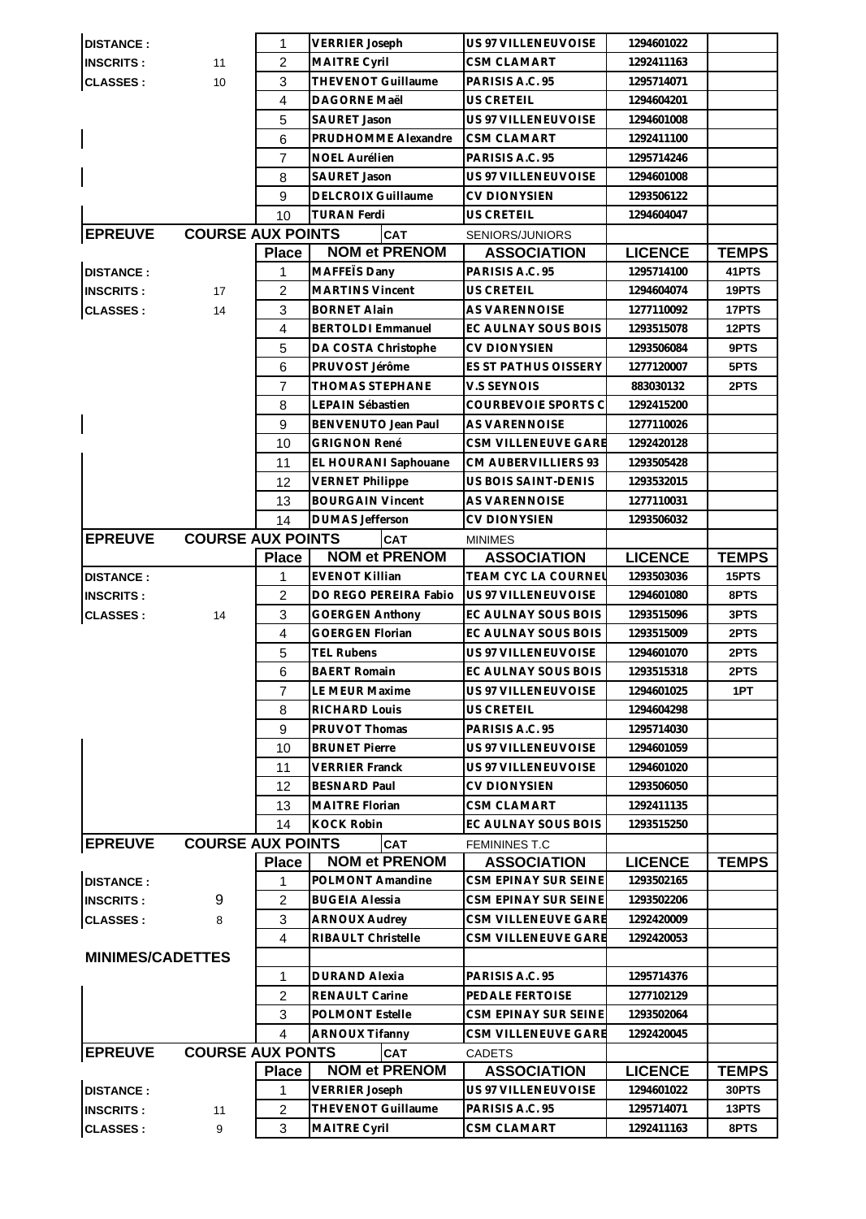| | | Place | NOM et PRENOM | ASSOCIATION | LICENCE | TEMPS |
|---|---|---|---|---|---|---|
| DISTANCE : | | 1 | VERRIER Joseph | US 97 VILLENEUVOISE | 1294601022 | |
| INSCRITS : | 11 | 2 | MAITRE Cyril | CSM CLAMART | 1292411163 | |
| CLASSES : | 10 | 3 | THEVENOT Guillaume | PARISIS A.C. 95 | 1295714071 | |
| | | 4 | DAGORNE Maël | US CRETEIL | 1294604201 | |
| | | 5 | SAURET Jason | US 97 VILLENEUVOISE | 1294601008 | |
| | | 6 | PRUDHOMME Alexandre | CSM CLAMART | 1292411100 | |
| | | 7 | NOEL Aurélien | PARISIS A.C. 95 | 1295714246 | |
| | | 8 | SAURET Jason | US 97 VILLENEUVOISE | 1294601008 | |
| | | 9 | DELCROIX Guillaume | CV DIONYSIEN | 1293506122 | |
| | | 10 | TURAN Ferdi | US CRETEIL | 1294604047 | |

**EPREUVE** COURSE AUX POINTS — **CAT** SENIORS/JUNIORS

| | | Place | NOM et PRENOM | ASSOCIATION | LICENCE | TEMPS |
|---|---|---|---|---|---|---|
| DISTANCE : | | 1 | MAFFEÏS Dany | PARISIS A.C. 95 | 1295714100 | 41PTS |
| INSCRITS : | 17 | 2 | MARTINS Vincent | US CRETEIL | 1294604074 | 19PTS |
| CLASSES : | 14 | 3 | BORNET Alain | AS VARENNOISE | 1277110092 | 17PTS |
| | | 4 | BERTOLDI Emmanuel | EC AULNAY SOUS BOIS | 1293515078 | 12PTS |
| | | 5 | DA COSTA Christophe | CV DIONYSIEN | 1293506084 | 9PTS |
| | | 6 | PRUVOST Jérôme | ES ST PATHUS OISSERY | 1277120007 | 5PTS |
| | | 7 | THOMAS STEPHANE | V.S SEYNOIS | 883030132 | 2PTS |
| | | 8 | LEPAIN Sébastien | COURBEVOIE SPORTS C | 1292415200 | |
| | | 9 | BENVENUTO Jean Paul | AS VARENNOISE | 1277110026 | |
| | | 10 | GRIGNON René | CSM VILLENEUVE GARE | 1292420128 | |
| | | 11 | EL HOURANI Saphouane | CM AUBERVILLIERS 93 | 1293505428 | |
| | | 12 | VERNET Philippe | US BOIS SAINT-DENIS | 1293532015 | |
| | | 13 | BOURGAIN Vincent | AS VARENNOISE | 1277110031 | |
| | | 14 | DUMAS Jefferson | CV DIONYSIEN | 1293506032 | |

**EPREUVE** COURSE AUX POINTS — **CAT** MINIMES

| | | Place | NOM et PRENOM | ASSOCIATION | LICENCE | TEMPS |
|---|---|---|---|---|---|---|
| DISTANCE : | | 1 | EVENOT Killian | TEAM CYC LA COURNEU | 1293503036 | 15PTS |
| INSCRITS : | | 2 | DO REGO PEREIRA Fabio | US 97 VILLENEUVOISE | 1294601080 | 8PTS |
| CLASSES : | 14 | 3 | GOERGEN Anthony | EC AULNAY SOUS BOIS | 1293515096 | 3PTS |
| | | 4 | GOERGEN Florian | EC AULNAY SOUS BOIS | 1293515009 | 2PTS |
| | | 5 | TEL Rubens | US 97 VILLENEUVOISE | 1294601070 | 2PTS |
| | | 6 | BAERT Romain | EC AULNAY SOUS BOIS | 1293515318 | 2PTS |
| | | 7 | LE MEUR Maxime | US 97 VILLENEUVOISE | 1294601025 | 1PT |
| | | 8 | RICHARD Louis | US CRETEIL | 1294604298 | |
| | | 9 | PRUVOT Thomas | PARISIS A.C. 95 | 1295714030 | |
| | | 10 | BRUNET Pierre | US 97 VILLENEUVOISE | 1294601059 | |
| | | 11 | VERRIER Franck | US 97 VILLENEUVOISE | 1294601020 | |
| | | 12 | BESNARD Paul | CV DIONYSIEN | 1293506050 | |
| | | 13 | MAITRE Florian | CSM CLAMART | 1292411135 | |
| | | 14 | KOCK Robin | EC AULNAY SOUS BOIS | 1293515250 | |

**EPREUVE** COURSE AUX POINTS — **CAT** FEMININES T.C

| | | Place | NOM et PRENOM | ASSOCIATION | LICENCE | TEMPS |
|---|---|---|---|---|---|---|
| DISTANCE : | | 1 | POLMONT Amandine | CSM EPINAY SUR SEINE | 1293502165 | |
| INSCRITS : | 9 | 2 | BUGEIA Alessia | CSM EPINAY SUR SEINE | 1293502206 | |
| CLASSES : | 8 | 3 | ARNOUX Audrey | CSM VILLENEUVE GARE | 1292420009 | |
| | | 4 | RIBAULT Christelle | CSM VILLENEUVE GARE | 1292420053 | |
| **MINIMES/CADETTES** | | | | | | |
| | | 1 | DURAND Alexia | PARISIS A.C. 95 | 1295714376 | |
| | | 2 | RENAULT Carine | PEDALE FERTOISE | 1277102129 | |
| | | 3 | POLMONT Estelle | CSM EPINAY SUR SEINE | 1293502064 | |
| | | 4 | ARNOUX Tifanny | CSM VILLENEUVE GARE | 1292420045 | |

**EPREUVE** COURSE AUX PONTS — **CAT** CADETS

| | | Place | NOM et PRENOM | ASSOCIATION | LICENCE | TEMPS |
|---|---|---|---|---|---|---|
| DISTANCE : | | 1 | VERRIER Joseph | US 97 VILLENEUVOISE | 1294601022 | 30PTS |
| INSCRITS : | 11 | 2 | THEVENOT Guillaume | PARISIS A.C. 95 | 1295714071 | 13PTS |
| CLASSES : | 9 | 3 | MAITRE Cyril | CSM CLAMART | 1292411163 | 8PTS |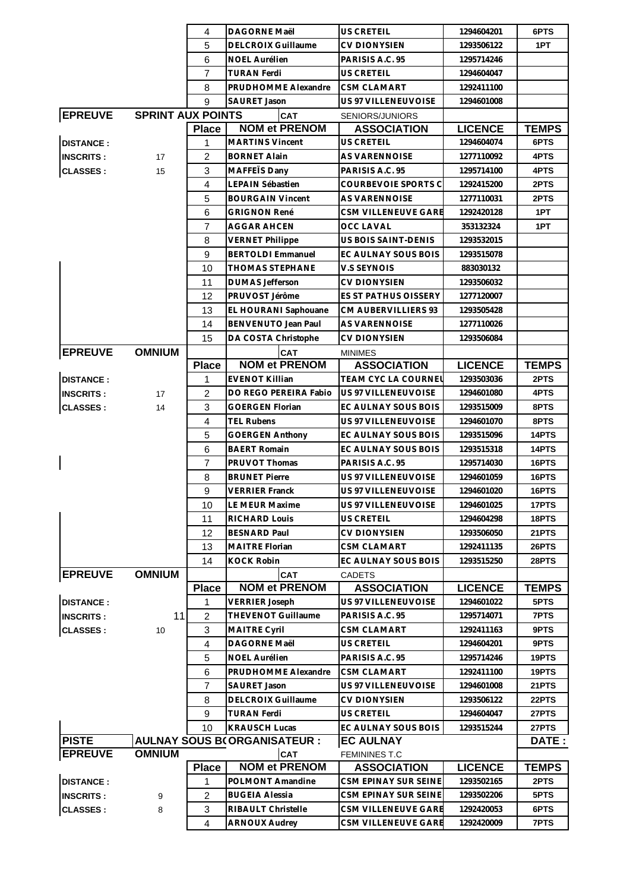| | | Place | NOM et PRENOM | ASSOCIATION | LICENCE | TEMPS |
|---|---|---|---|---|---|---|
| | | 4 | DAGORNE Maël | US CRETEIL | 1294604201 | 6PTS |
| | | 5 | DELCROIX Guillaume | CV DIONYSIEN | 1293506122 | 1PT |
| | | 6 | NOEL Aurélien | PARISIS A.C. 95 | 1295714246 | |
| | | 7 | TURAN Ferdi | US CRETEIL | 1294604047 | |
| | | 8 | PRUDHOMME Alexandre | CSM CLAMART | 1292411100 | |
| | | 9 | SAURET Jason | US 97 VILLENEUVOISE | 1294601008 | |

| EPREUVE | SPRINT AUX POINTS | | CAT | SENIORS/JUNIORS | | |
|---|---|---|---|---|---|---|
| | | Place | NOM et PRENOM | ASSOCIATION | LICENCE | TEMPS |
| DISTANCE : | | 1 | MARTINS Vincent | US CRETEIL | 1294604074 | 6PTS |
| INSCRITS : | 17 | 2 | BORNET Alain | AS VARENNOISE | 1277110092 | 4PTS |
| CLASSES : | 15 | 3 | MAFFEÏS Dany | PARISIS A.C. 95 | 1295714100 | 4PTS |
| | | 4 | LEPAIN Sébastien | COURBEVOIE SPORTS C | 1292415200 | 2PTS |
| | | 5 | BOURGAIN Vincent | AS VARENNOISE | 1277110031 | 2PTS |
| | | 6 | GRIGNON René | CSM VILLENEUVE GARE | 1292420128 | 1PT |
| | | 7 | AGGAR AHCEN | OCC LAVAL | 353132324 | 1PT |
| | | 8 | VERNET Philippe | US BOIS SAINT-DENIS | 1293532015 | |
| | | 9 | BERTOLDI Emmanuel | EC AULNAY SOUS BOIS | 1293515078 | |
| | | 10 | THOMAS STEPHANE | V.S SEYNOIS | 883030132 | |
| | | 11 | DUMAS Jefferson | CV DIONYSIEN | 1293506032 | |
| | | 12 | PRUVOST Jérôme | ES ST PATHUS OISSERY | 1277120007 | |
| | | 13 | EL HOURANI Saphouane | CM AUBERVILLIERS 93 | 1293505428 | |
| | | 14 | BENVENUTO Jean Paul | AS VARENNOISE | 1277110026 | |
| | | 15 | DA COSTA Christophe | CV DIONYSIEN | 1293506084 | |

| EPREUVE | OMNIUM | | CAT | MINIMES | | |
|---|---|---|---|---|---|---|
| | | Place | NOM et PRENOM | ASSOCIATION | LICENCE | TEMPS |
| DISTANCE : | | 1 | EVENOT Killian | TEAM CYC LA COURNEU | 1293503036 | 2PTS |
| INSCRITS : | 17 | 2 | DO REGO PEREIRA Fabio | US 97 VILLENEUVOISE | 1294601080 | 4PTS |
| CLASSES : | 14 | 3 | GOERGEN Florian | EC AULNAY SOUS BOIS | 1293515009 | 8PTS |
| | | 4 | TEL Rubens | US 97 VILLENEUVOISE | 1294601070 | 8PTS |
| | | 5 | GOERGEN Anthony | EC AULNAY SOUS BOIS | 1293515096 | 14PTS |
| | | 6 | BAERT Romain | EC AULNAY SOUS BOIS | 1293515318 | 14PTS |
| | | 7 | PRUVOT Thomas | PARISIS A.C. 95 | 1295714030 | 16PTS |
| | | 8 | BRUNET Pierre | US 97 VILLENEUVOISE | 1294601059 | 16PTS |
| | | 9 | VERRIER Franck | US 97 VILLENEUVOISE | 1294601020 | 16PTS |
| | | 10 | LE MEUR Maxime | US 97 VILLENEUVOISE | 1294601025 | 17PTS |
| | | 11 | RICHARD Louis | US CRETEIL | 1294604298 | 18PTS |
| | | 12 | BESNARD Paul | CV DIONYSIEN | 1293506050 | 21PTS |
| | | 13 | MAITRE Florian | CSM CLAMART | 1292411135 | 26PTS |
| | | 14 | KOCK Robin | EC AULNAY SOUS BOIS | 1293515250 | 28PTS |

| EPREUVE | OMNIUM | | CAT | CADETS | | |
|---|---|---|---|---|---|---|
| | | Place | NOM et PRENOM | ASSOCIATION | LICENCE | TEMPS |
| DISTANCE : | | 1 | VERRIER Joseph | US 97 VILLENEUVOISE | 1294601022 | 5PTS |
| INSCRITS : | 11 | 2 | THEVENOT Guillaume | PARISIS A.C. 95 | 1295714071 | 7PTS |
| CLASSES : | 10 | 3 | MAITRE Cyril | CSM CLAMART | 1292411163 | 9PTS |
| | | 4 | DAGORNE Maël | US CRETEIL | 1294604201 | 9PTS |
| | | 5 | NOEL Aurélien | PARISIS A.C. 95 | 1295714246 | 19PTS |
| | | 6 | PRUDHOMME Alexandre | CSM CLAMART | 1292411100 | 19PTS |
| | | 7 | SAURET Jason | US 97 VILLENEUVOISE | 1294601008 | 21PTS |
| | | 8 | DELCROIX Guillaume | CV DIONYSIEN | 1293506122 | 22PTS |
| | | 9 | TURAN Ferdi | US CRETEIL | 1294604047 | 27PTS |
| | | 10 | KRAUSCH Lucas | EC AULNAY SOUS BOIS | 1293515244 | 27PTS |

| PISTE | AULNAY SOUS B( ORGANISATEUR : | | | EC AULNAY | | DATE : |
|---|---|---|---|---|---|---|
| EPREUVE | OMNIUM | | CAT | FEMININES T.C | | |
| | | Place | NOM et PRENOM | ASSOCIATION | LICENCE | TEMPS |
| DISTANCE : | | 1 | POLMONT Amandine | CSM EPINAY SUR SEINE | 1293502165 | 2PTS |
| INSCRITS : | 9 | 2 | BUGEIA Alessia | CSM EPINAY SUR SEINE | 1293502206 | 5PTS |
| CLASSES : | 8 | 3 | RIBAULT Christelle | CSM VILLENEUVE GARE | 1292420053 | 6PTS |
| | | 4 | ARNOUX Audrey | CSM VILLENEUVE GARE | 1292420009 | 7PTS |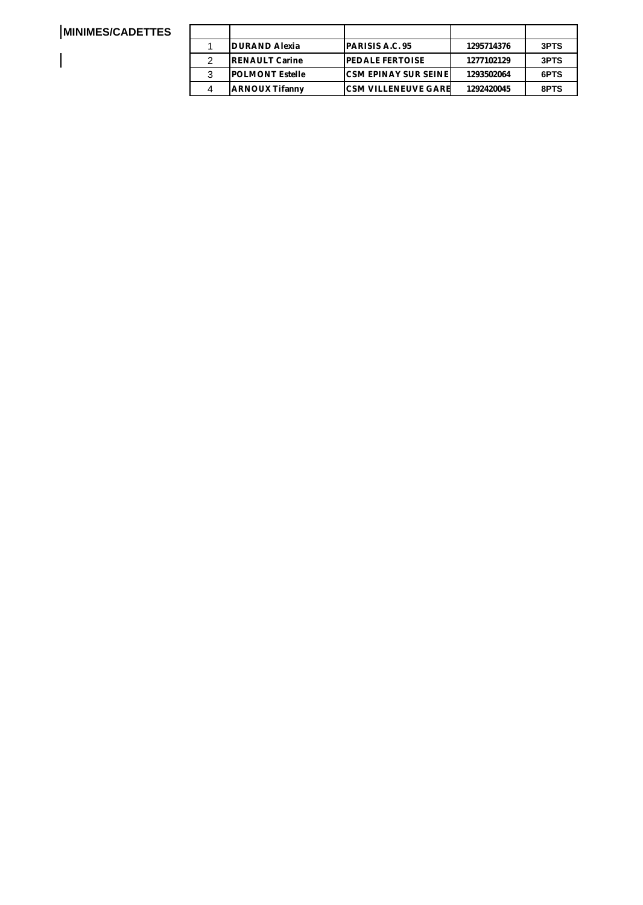MINIMES/CADETTES

| | | | | |
|---|---|---|---|---|
| 1 | DURAND Alexia | PARISIS A.C. 95 | 1295714376 | 3PTS |
| 2 | RENAULT Carine | PEDALE FERTOISE | 1277102129 | 3PTS |
| 3 | POLMONT Estelle | CSM EPINAY SUR SEINE | 1293502064 | 6PTS |
| 4 | ARNOUX Tifanny | CSM VILLENEUVE GARE | 1292420045 | 8PTS |